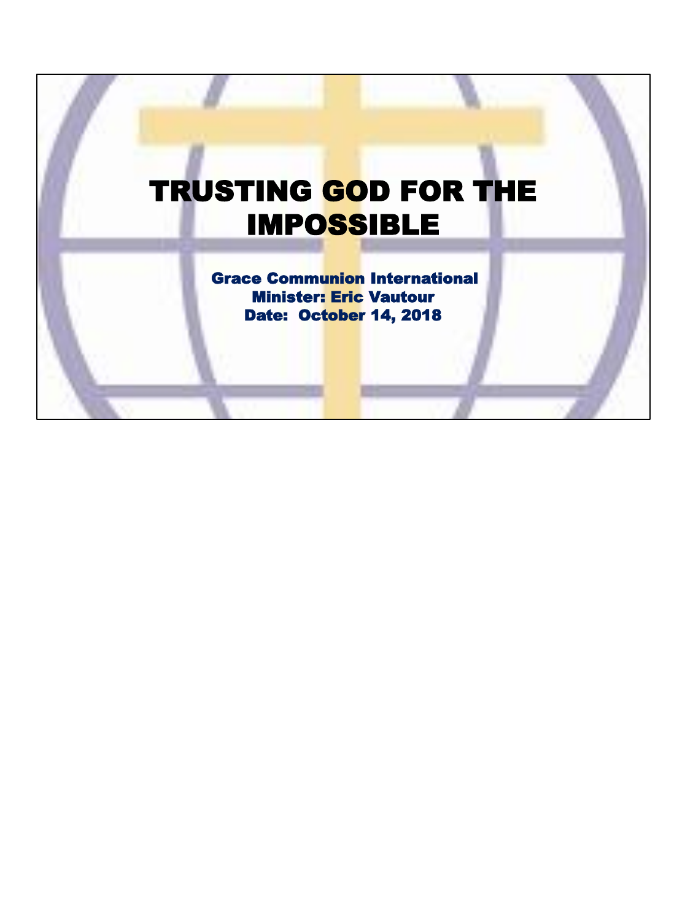# TRUSTING GOD FOR THE IMPOSSIBLE

**Grace Communion International**
**Minister: Eric Vautour**
**Date: October 14, 2018**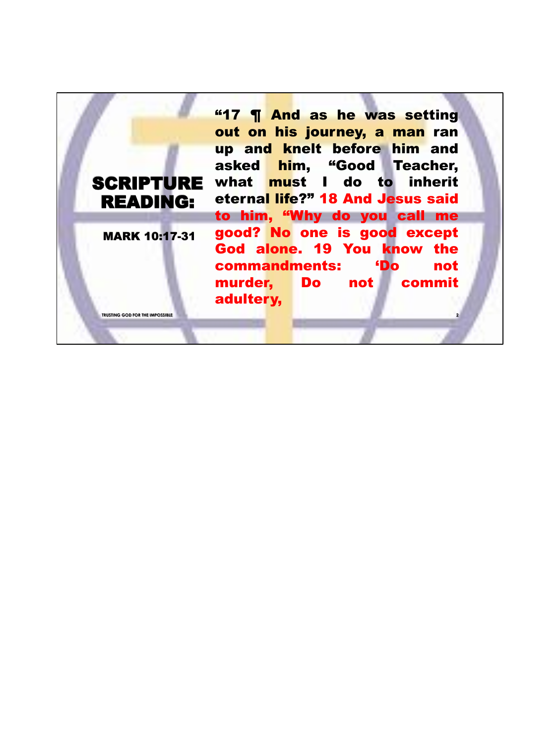## SCRIPTURE READING:

**MARK 10:17-31**

**"17 ¶ And as he was setting out on his journey, a man ran up and knelt before him and asked him, "Good Teacher, what must I do to inherit eternal life?" 18 And Jesus said to him, "Why do you call me good? No one is good except God alone. 19 You know the commandments: 'Do not murder, Do not commit adultery,**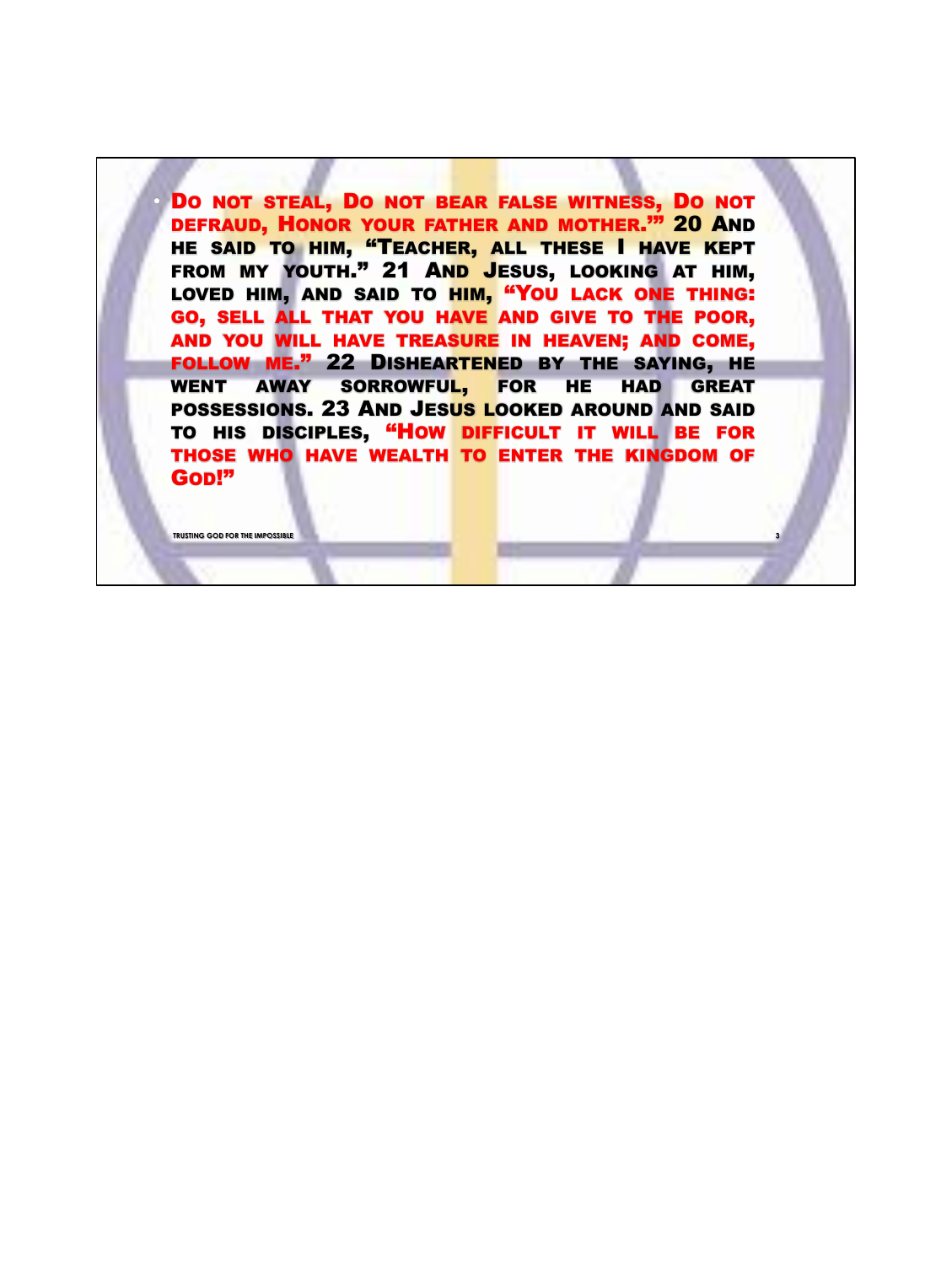- Do not steal, Do not bear false witness, Do not defraud, Honor your father and mother.'" 20 And he said to him, "Teacher, all these I have kept from my youth." 21 And Jesus, looking at him, loved him, and said to him, "You lack one thing: go, sell all that you have and give to the poor, and you will have treasure in heaven; and come, follow me." 22 Disheartened by the saying, he went away sorrowful, for he had great possessions. 23 And Jesus looked around and said to his disciples, "How difficult it will be for those who have wealth to enter the kingdom of God!"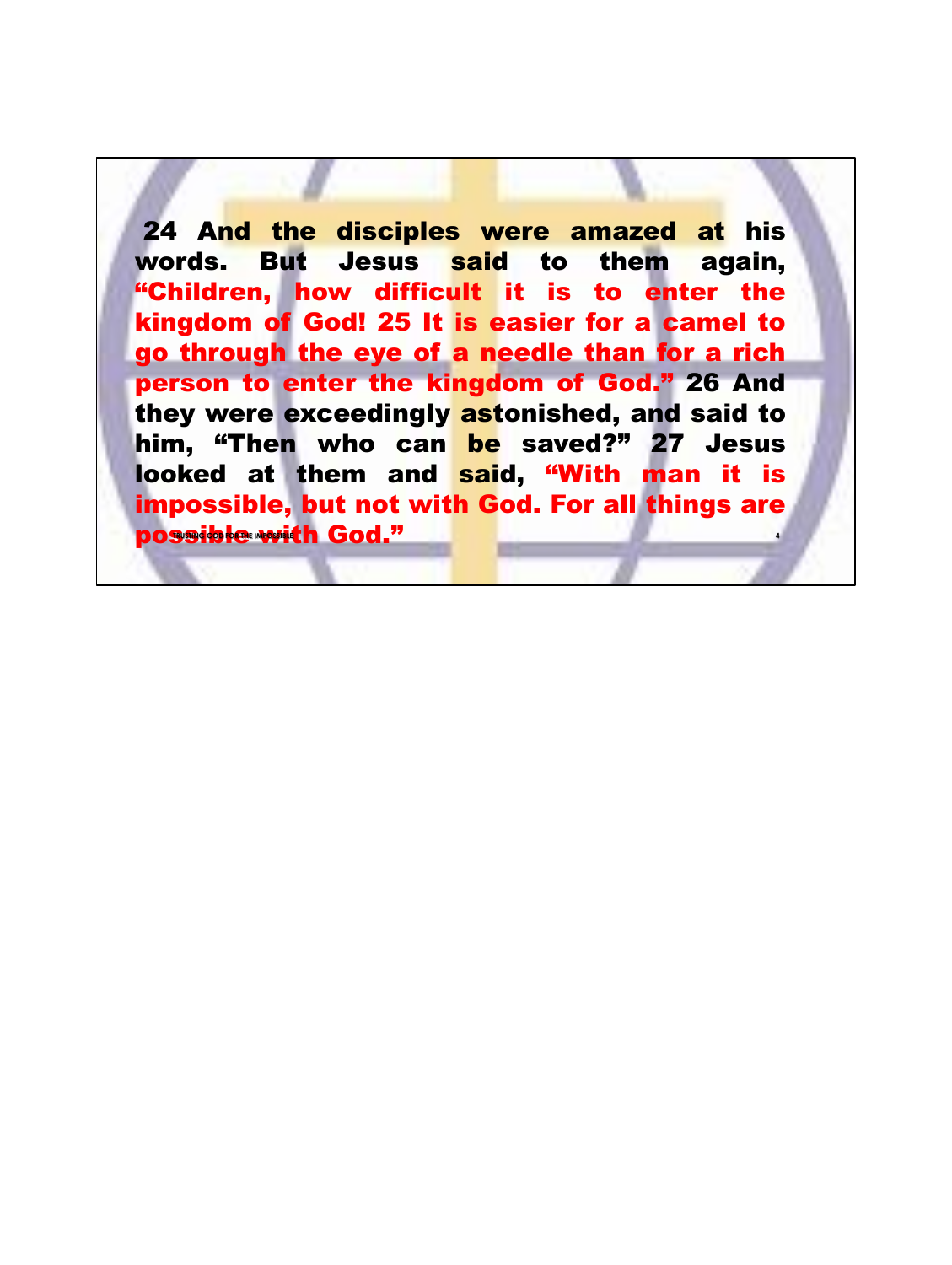24 And the disciples were amazed at his words. But Jesus said to them again, "Children, how difficult it is to enter the kingdom of God! 25 It is easier for a camel to go through the eye of a needle than for a rich person to enter the kingdom of God." 26 And they were exceedingly astonished, and said to him, "Then who can be saved?" 27 Jesus looked at them and said, "With man it is impossible, but not with God. For all things are possible with God."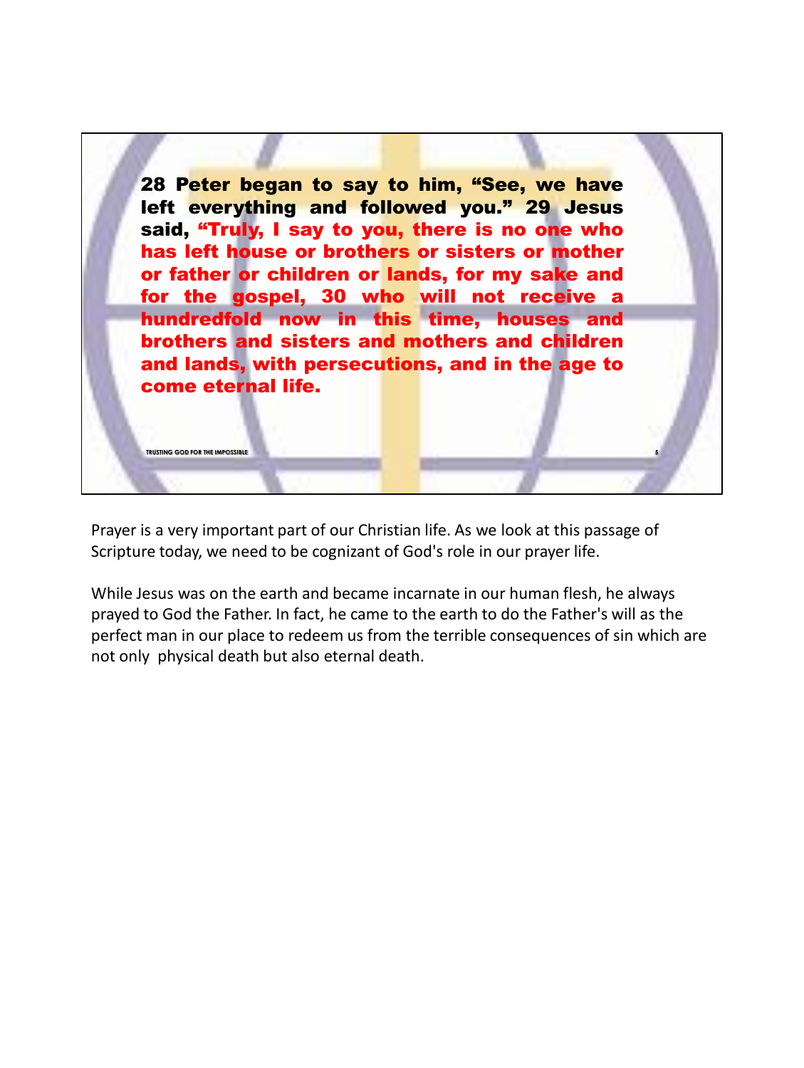**28 Peter began to say to him, "See, we have left everything and followed you." 29 Jesus said, "Truly, I say to you, there is no one who has left house or brothers or sisters or mother or father or children or lands, for my sake and for the gospel, 30 who will not receive a hundredfold now in this time, houses and brothers and sisters and mothers and children and lands, with persecutions, and in the age to come eternal life.**

TRUSTING GOD FOR THE IMPOSSIBLE

Prayer is a very important part of our Christian life. As we look at this passage of Scripture today, we need to be cognizant of God's role in our prayer life.

While Jesus was on the earth and became incarnate in our human flesh, he always prayed to God the Father. In fact, he came to the earth to do the Father's will as the perfect man in our place to redeem us from the terrible consequences of sin which are not only physical death but also eternal death.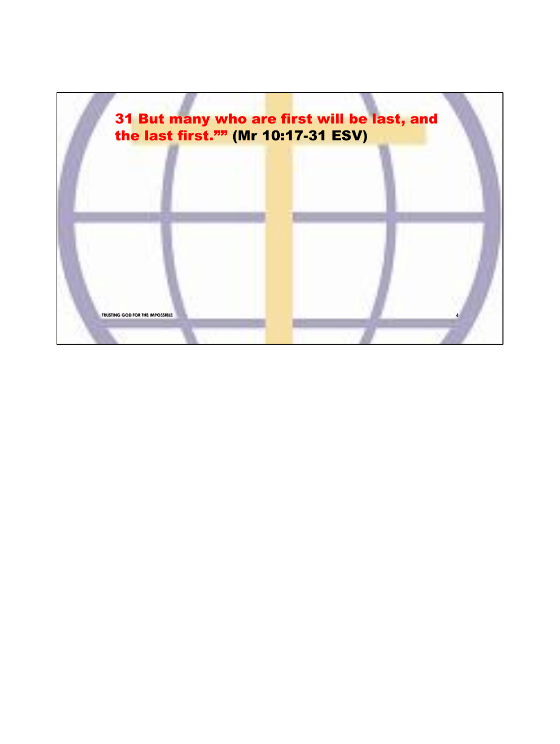31 But many who are first will be last, and the last first."" (Mr 10:17-31 ESV)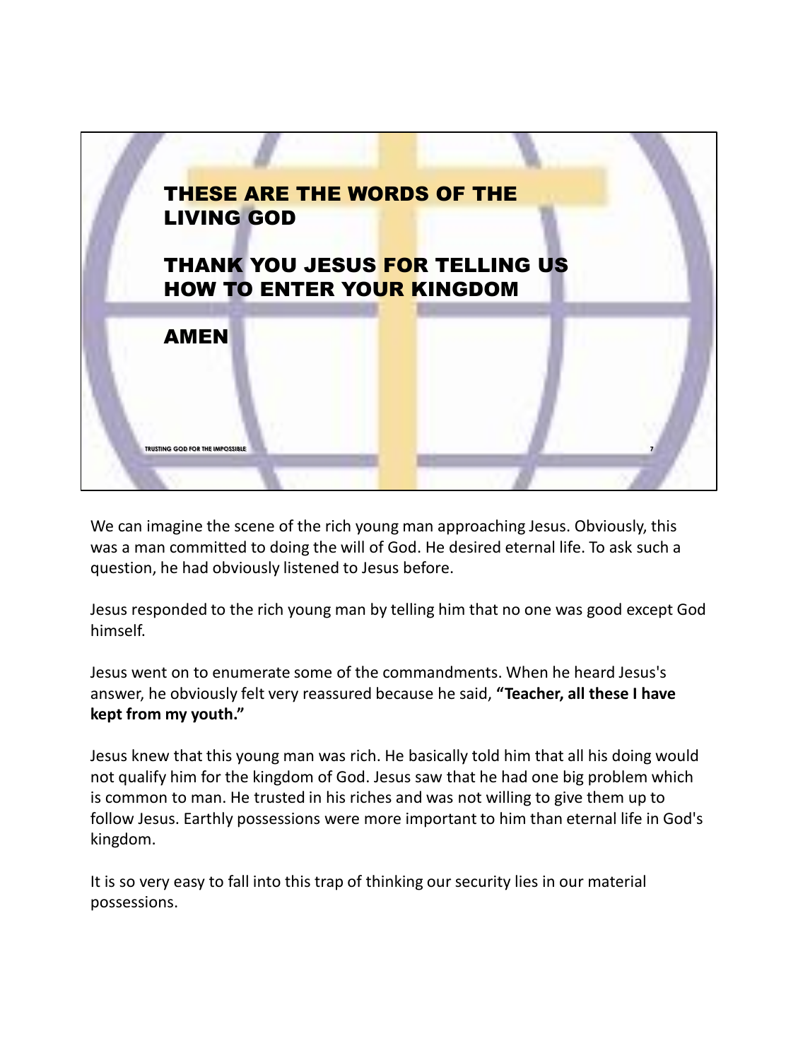THESE ARE THE WORDS OF THE LIVING GOD

THANK YOU JESUS FOR TELLING US HOW TO ENTER YOUR KINGDOM

AMEN

We can imagine the scene of the rich young man approaching Jesus. Obviously, this was a man committed to doing the will of God. He desired eternal life. To ask such a question, he had obviously listened to Jesus before.

Jesus responded to the rich young man by telling him that no one was good except God himself.

Jesus went on to enumerate some of the commandments. When he heard Jesus's answer, he obviously felt very reassured because he said, **"Teacher, all these I have kept from my youth."**

Jesus knew that this young man was rich. He basically told him that all his doing would not qualify him for the kingdom of God. Jesus saw that he had one big problem which is common to man. He trusted in his riches and was not willing to give them up to follow Jesus. Earthly possessions were more important to him than eternal life in God's kingdom.

It is so very easy to fall into this trap of thinking our security lies in our material possessions.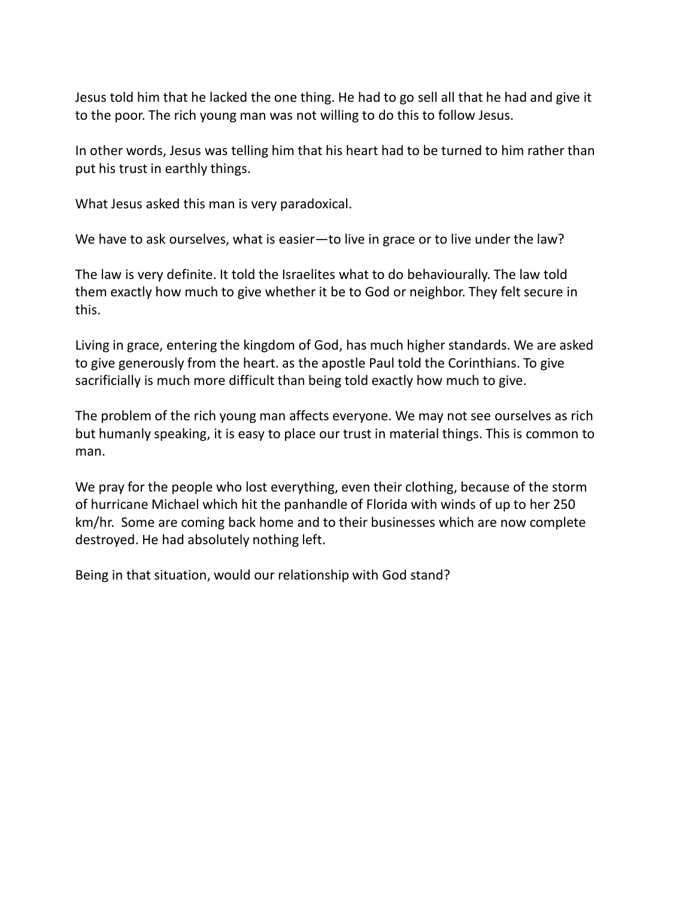Jesus told him that he lacked the one thing. He had to go sell all that he had and give it to the poor. The rich young man was not willing to do this to follow Jesus.

In other words, Jesus was telling him that his heart had to be turned to him rather than put his trust in earthly things.

What Jesus asked this man is very paradoxical.

We have to ask ourselves, what is easier—to live in grace or to live under the law?

The law is very definite. It told the Israelites what to do behaviourally. The law told them exactly how much to give whether it be to God or neighbor. They felt secure in this.

Living in grace, entering the kingdom of God, has much higher standards. We are asked to give generously from the heart. as the apostle Paul told the Corinthians. To give sacrificially is much more difficult than being told exactly how much to give.

The problem of the rich young man affects everyone. We may not see ourselves as rich but humanly speaking, it is easy to place our trust in material things. This is common to man.

We pray for the people who lost everything, even their clothing, because of the storm of hurricane Michael which hit the panhandle of Florida with winds of up to her 250 km/hr. Some are coming back home and to their businesses which are now complete destroyed. He had absolutely nothing left.

Being in that situation, would our relationship with God stand?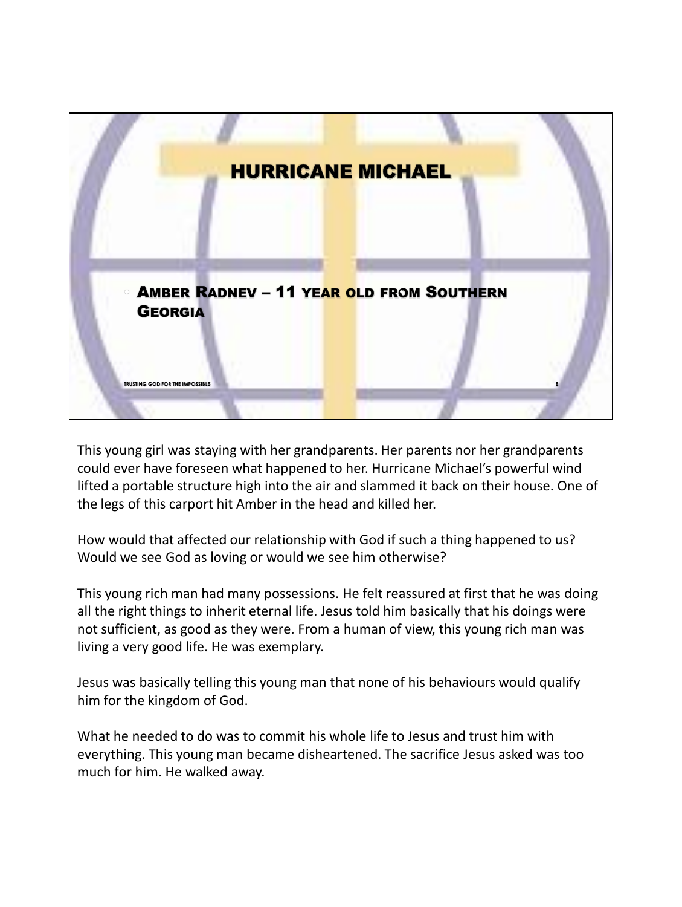# HURRICANE MICHAEL

- **Amber Radnev – 11 year old from Southern Georgia**

This young girl was staying with her grandparents. Her parents nor her grandparents could ever have foreseen what happened to her. Hurricane Michael's powerful wind lifted a portable structure high into the air and slammed it back on their house. One of the legs of this carport hit Amber in the head and killed her.

How would that affected our relationship with God if such a thing happened to us? Would we see God as loving or would we see him otherwise?

This young rich man had many possessions. He felt reassured at first that he was doing all the right things to inherit eternal life. Jesus told him basically that his doings were not sufficient, as good as they were. From a human of view, this young rich man was living a very good life. He was exemplary.

Jesus was basically telling this young man that none of his behaviours would qualify him for the kingdom of God.

What he needed to do was to commit his whole life to Jesus and trust him with everything. This young man became disheartened. The sacrifice Jesus asked was too much for him. He walked away.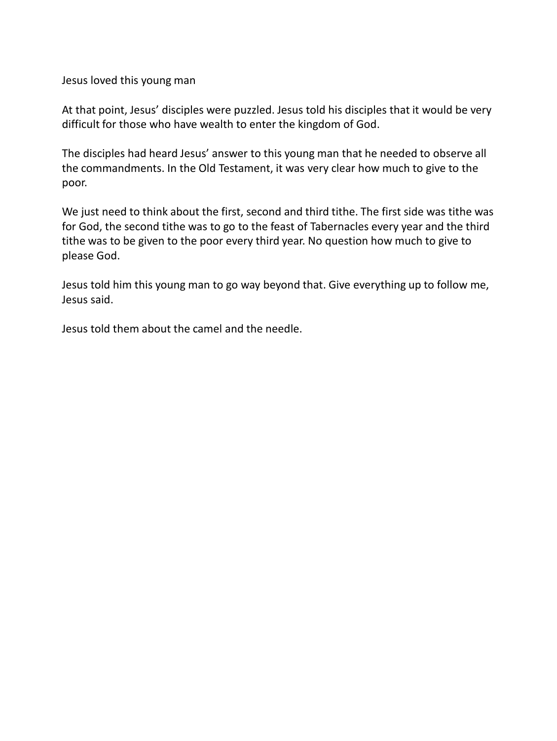Jesus loved this young man

At that point, Jesus' disciples were puzzled. Jesus told his disciples that it would be very difficult for those who have wealth to enter the kingdom of God.

The disciples had heard Jesus' answer to this young man that he needed to observe all the commandments. In the Old Testament, it was very clear how much to give to the poor.

We just need to think about the first, second and third tithe. The first side was tithe was for God, the second tithe was to go to the feast of Tabernacles every year and the third tithe was to be given to the poor every third year. No question how much to give to please God.

Jesus told him this young man to go way beyond that. Give everything up to follow me, Jesus said.

Jesus told them about the camel and the needle.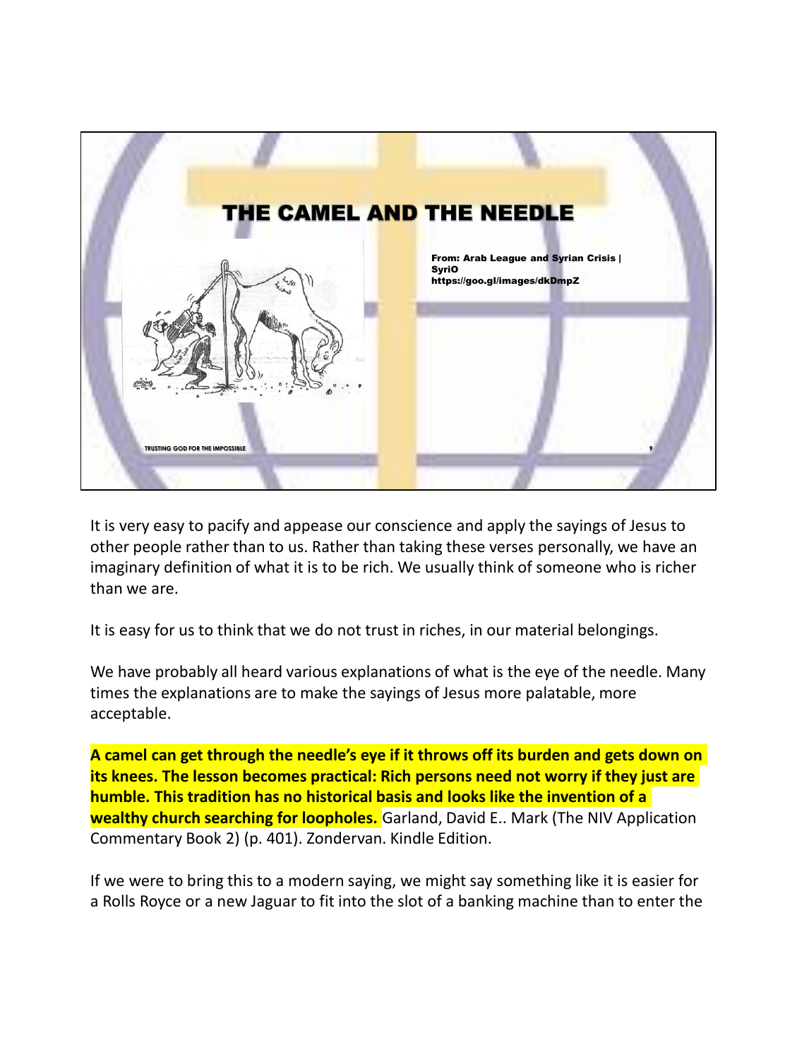## THE CAMEL AND THE NEEDLE

From: Arab League and Syrian Crisis | SyriO
https://goo.gl/images/dkDmpZ

TRUSTING GOD FOR THE IMPOSSIBLE

It is very easy to pacify and appease our conscience and apply the sayings of Jesus to other people rather than to us. Rather than taking these verses personally, we have an imaginary definition of what it is to be rich. We usually think of someone who is richer than we are.

It is easy for us to think that we do not trust in riches, in our material belongings.

We have probably all heard various explanations of what is the eye of the needle. Many times the explanations are to make the sayings of Jesus more palatable, more acceptable.

**A camel can get through the needle's eye if it throws off its burden and gets down on its knees. The lesson becomes practical: Rich persons need not worry if they just are humble. This tradition has no historical basis and looks like the invention of a wealthy church searching for loopholes.** Garland, David E.. Mark (The NIV Application Commentary Book 2) (p. 401). Zondervan. Kindle Edition.

If we were to bring this to a modern saying, we might say something like it is easier for a Rolls Royce or a new Jaguar to fit into the slot of a banking machine than to enter the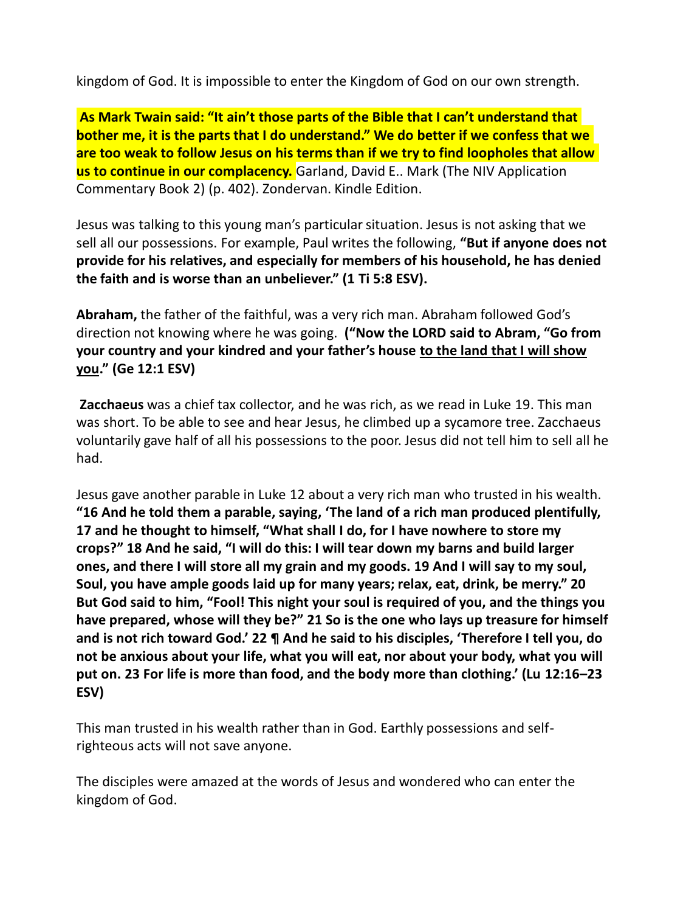kingdom of God. It is impossible to enter the Kingdom of God on our own strength.

**As Mark Twain said: "It ain't those parts of the Bible that I can't understand that bother me, it is the parts that I do understand." We do better if we confess that we are too weak to follow Jesus on his terms than if we try to find loopholes that allow us to continue in our complacency.** Garland, David E.. Mark (The NIV Application Commentary Book 2) (p. 402). Zondervan. Kindle Edition.

Jesus was talking to this young man's particular situation. Jesus is not asking that we sell all our possessions. For example, Paul writes the following, **"But if anyone does not provide for his relatives, and especially for members of his household, he has denied the faith and is worse than an unbeliever." (1 Ti 5:8 ESV).**

**Abraham,** the father of the faithful, was a very rich man. Abraham followed God's direction not knowing where he was going. **("Now the LORD said to Abram, "Go from your country and your kindred and your father's house <u>to the land that I will show you</u>." (Ge 12:1 ESV)**

**Zacchaeus** was a chief tax collector, and he was rich, as we read in Luke 19. This man was short. To be able to see and hear Jesus, he climbed up a sycamore tree. Zacchaeus voluntarily gave half of all his possessions to the poor. Jesus did not tell him to sell all he had.

Jesus gave another parable in Luke 12 about a very rich man who trusted in his wealth. **"16 And he told them a parable, saying, 'The land of a rich man produced plentifully, 17 and he thought to himself, "What shall I do, for I have nowhere to store my crops?" 18 And he said, "I will do this: I will tear down my barns and build larger ones, and there I will store all my grain and my goods. 19 And I will say to my soul, Soul, you have ample goods laid up for many years; relax, eat, drink, be merry." 20 But God said to him, "Fool! This night your soul is required of you, and the things you have prepared, whose will they be?" 21 So is the one who lays up treasure for himself and is not rich toward God.' 22 ¶ And he said to his disciples, 'Therefore I tell you, do not be anxious about your life, what you will eat, nor about your body, what you will put on. 23 For life is more than food, and the body more than clothing.' (Lu 12:16–23 ESV)**

This man trusted in his wealth rather than in God. Earthly possessions and self-righteous acts will not save anyone.

The disciples were amazed at the words of Jesus and wondered who can enter the kingdom of God.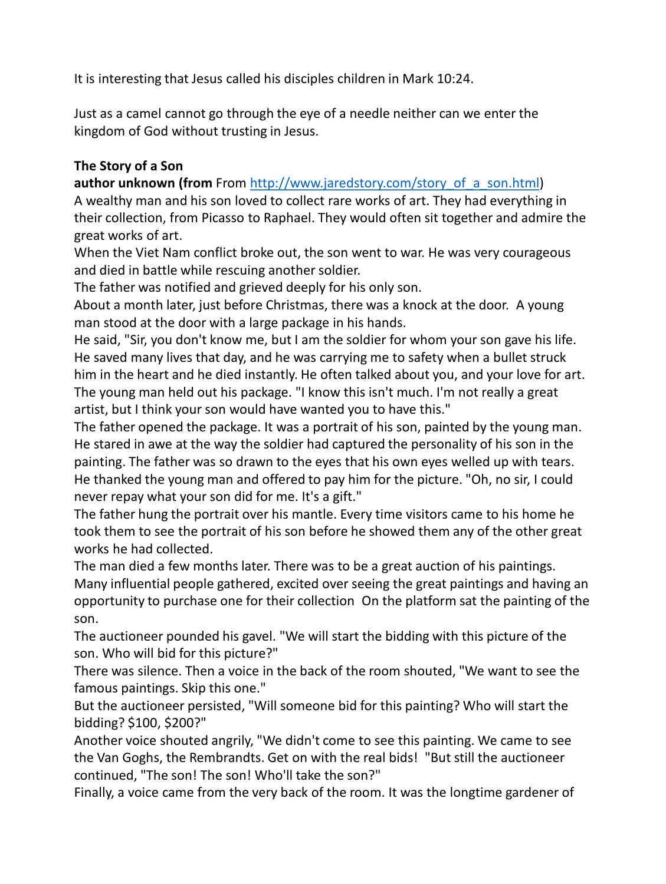It is interesting that Jesus called his disciples children in Mark 10:24.

Just as a camel cannot go through the eye of a needle neither can we enter the kingdom of God without trusting in Jesus.

**The Story of a Son**

**author unknown (from** From http://www.jaredstory.com/story_of_a_son.html)

A wealthy man and his son loved to collect rare works of art. They had everything in their collection, from Picasso to Raphael. They would often sit together and admire the great works of art.

When the Viet Nam conflict broke out, the son went to war. He was very courageous and died in battle while rescuing another soldier.

The father was notified and grieved deeply for his only son.

About a month later, just before Christmas, there was a knock at the door. A young man stood at the door with a large package in his hands.

He said, "Sir, you don't know me, but I am the soldier for whom your son gave his life. He saved many lives that day, and he was carrying me to safety when a bullet struck him in the heart and he died instantly. He often talked about you, and your love for art. The young man held out his package. "I know this isn't much. I'm not really a great artist, but I think your son would have wanted you to have this."

The father opened the package. It was a portrait of his son, painted by the young man. He stared in awe at the way the soldier had captured the personality of his son in the painting. The father was so drawn to the eyes that his own eyes welled up with tears. He thanked the young man and offered to pay him for the picture. "Oh, no sir, I could never repay what your son did for me. It's a gift."

The father hung the portrait over his mantle. Every time visitors came to his home he took them to see the portrait of his son before he showed them any of the other great works he had collected.

The man died a few months later. There was to be a great auction of his paintings. Many influential people gathered, excited over seeing the great paintings and having an opportunity to purchase one for their collection On the platform sat the painting of the son.

The auctioneer pounded his gavel. "We will start the bidding with this picture of the son. Who will bid for this picture?"

There was silence. Then a voice in the back of the room shouted, "We want to see the famous paintings. Skip this one."

But the auctioneer persisted, "Will someone bid for this painting? Who will start the bidding? $100, $200?"

Another voice shouted angrily, "We didn't come to see this painting. We came to see the Van Goghs, the Rembrandts. Get on with the real bids! "But still the auctioneer continued, "The son! The son! Who'll take the son?"

Finally, a voice came from the very back of the room. It was the longtime gardener of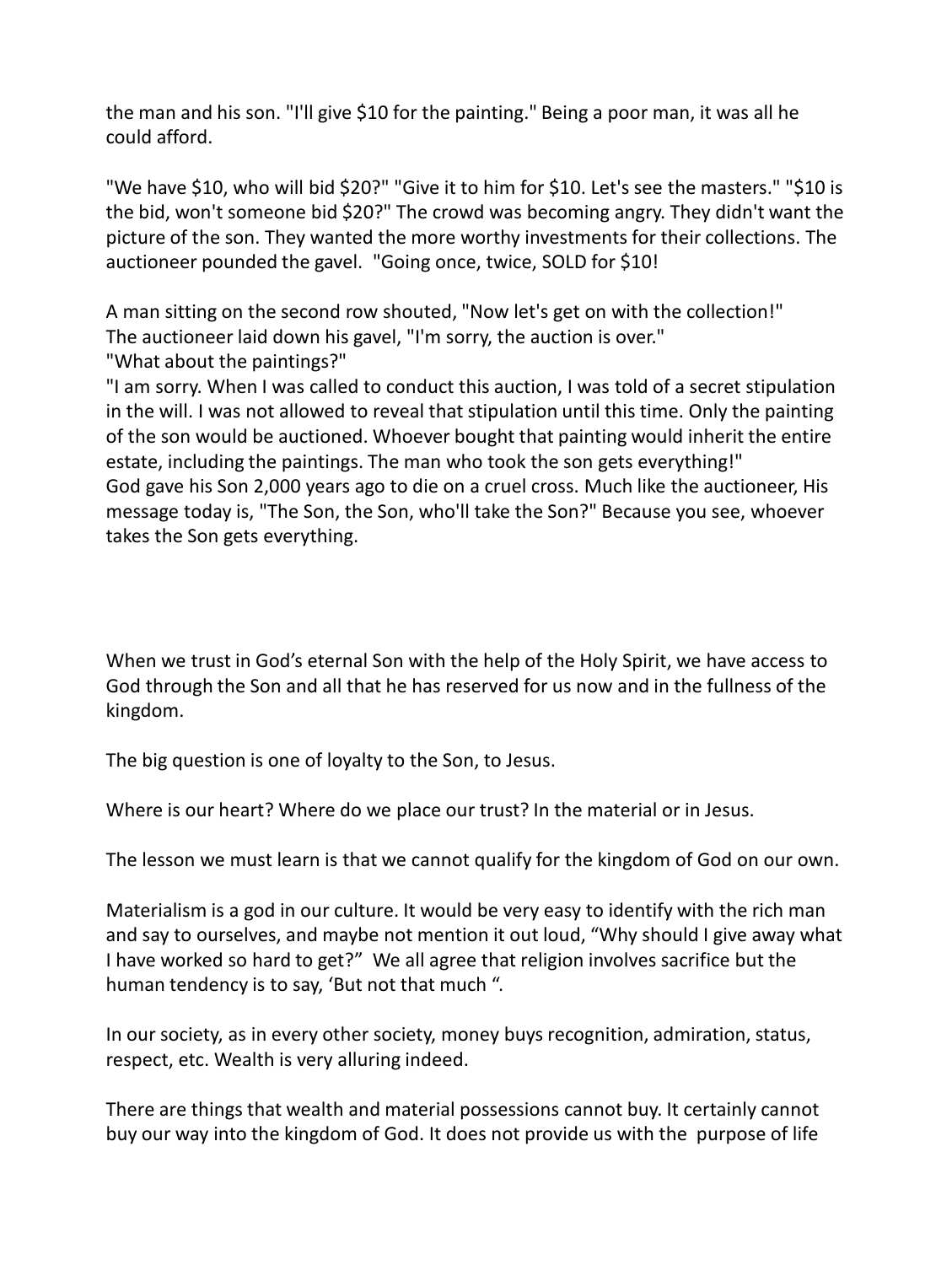the man and his son. "I'll give $10 for the painting." Being a poor man, it was all he could afford.

"We have $10, who will bid $20?" "Give it to him for $10. Let's see the masters." "$10 is the bid, won't someone bid $20?" The crowd was becoming angry. They didn't want the picture of the son. They wanted the more worthy investments for their collections. The auctioneer pounded the gavel. "Going once, twice, SOLD for $10!

A man sitting on the second row shouted, "Now let's get on with the collection!"
The auctioneer laid down his gavel, "I'm sorry, the auction is over."
"What about the paintings?"
"I am sorry. When I was called to conduct this auction, I was told of a secret stipulation in the will. I was not allowed to reveal that stipulation until this time. Only the painting of the son would be auctioned. Whoever bought that painting would inherit the entire estate, including the paintings. The man who took the son gets everything!"
God gave his Son 2,000 years ago to die on a cruel cross. Much like the auctioneer, His message today is, "The Son, the Son, who'll take the Son?" Because you see, whoever takes the Son gets everything.

When we trust in God's eternal Son with the help of the Holy Spirit, we have access to God through the Son and all that he has reserved for us now and in the fullness of the kingdom.

The big question is one of loyalty to the Son, to Jesus.

Where is our heart? Where do we place our trust? In the material or in Jesus.

The lesson we must learn is that we cannot qualify for the kingdom of God on our own.

Materialism is a god in our culture. It would be very easy to identify with the rich man and say to ourselves, and maybe not mention it out loud, "Why should I give away what I have worked so hard to get?" We all agree that religion involves sacrifice but the human tendency is to say, 'But not that much ".

In our society, as in every other society, money buys recognition, admiration, status, respect, etc. Wealth is very alluring indeed.

There are things that wealth and material possessions cannot buy. It certainly cannot buy our way into the kingdom of God. It does not provide us with the purpose of life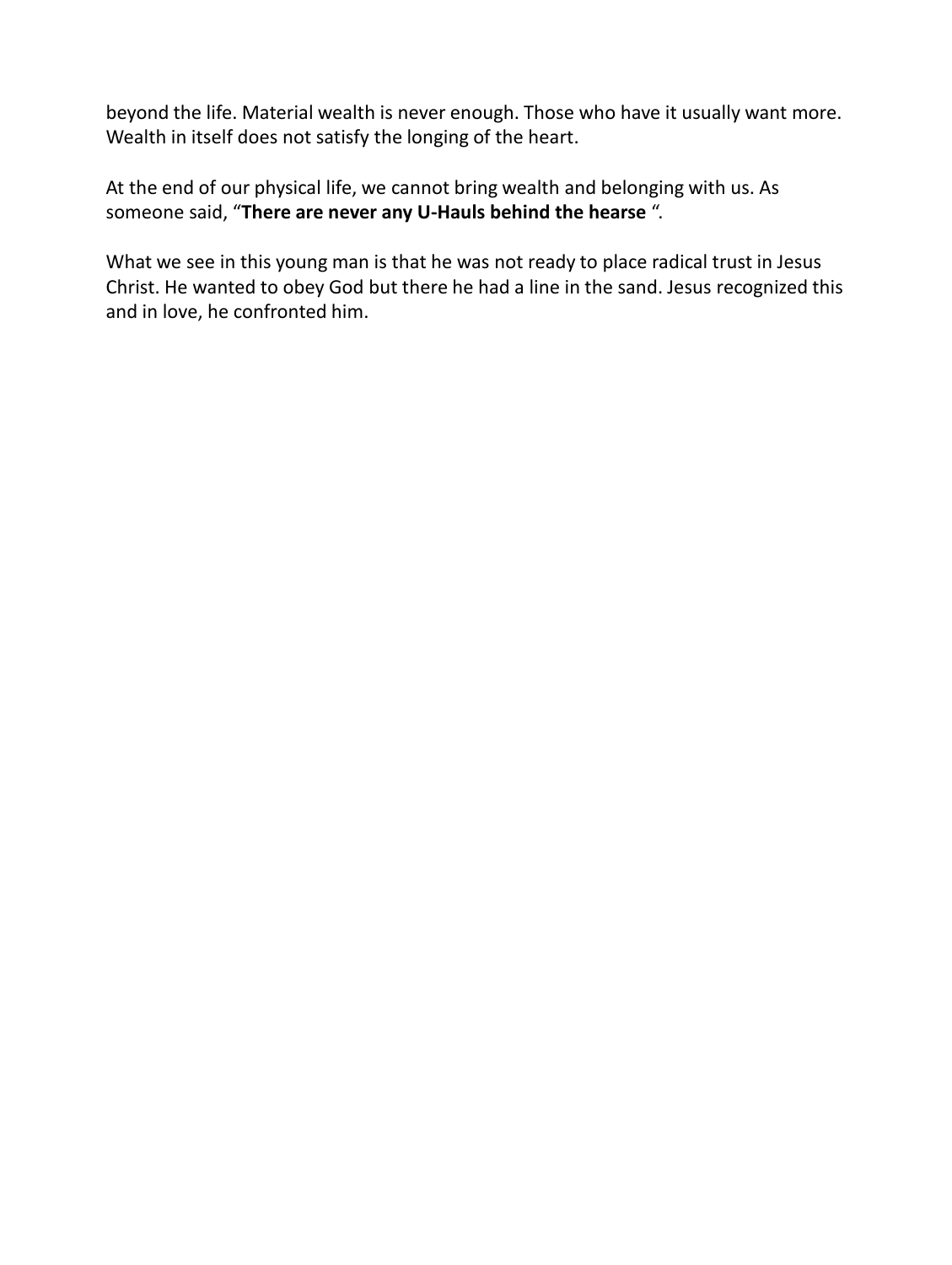beyond the life. Material wealth is never enough. Those who have it usually want more. Wealth in itself does not satisfy the longing of the heart.

At the end of our physical life, we cannot bring wealth and belonging with us. As someone said, "**There are never any U-Hauls behind the hearse** ".

What we see in this young man is that he was not ready to place radical trust in Jesus Christ. He wanted to obey God but there he had a line in the sand. Jesus recognized this and in love, he confronted him.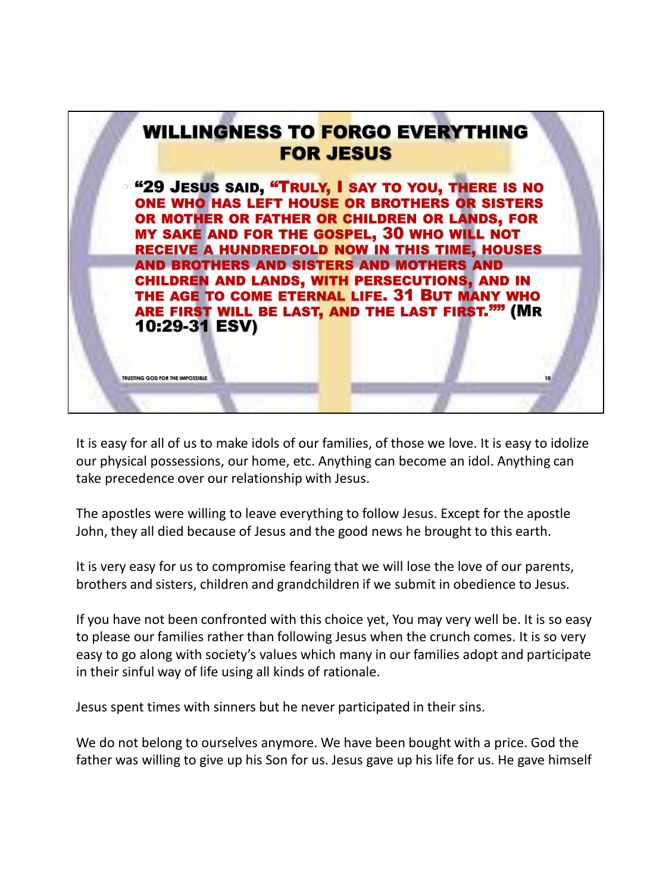## WILLINGNESS TO FORGO EVERYTHING FOR JESUS

- "29 Jesus said, "Truly, I say to you, there is no one who has left house or brothers or sisters or mother or father or children or lands, for my sake and for the gospel, 30 who will not receive a hundredfold now in this time, houses and brothers and sisters and mothers and children and lands, with persecutions, and in the age to come eternal life. 31 But many who are first will be last, and the last first."" (Mr 10:29-31 ESV)

It is easy for all of us to make idols of our families, of those we love. It is easy to idolize our physical possessions, our home, etc. Anything can become an idol. Anything can take precedence over our relationship with Jesus.

The apostles were willing to leave everything to follow Jesus. Except for the apostle John, they all died because of Jesus and the good news he brought to this earth.

It is very easy for us to compromise fearing that we will lose the love of our parents, brothers and sisters, children and grandchildren if we submit in obedience to Jesus.

If you have not been confronted with this choice yet, You may very well be. It is so easy to please our families rather than following Jesus when the crunch comes. It is so very easy to go along with society's values which many in our families adopt and participate in their sinful way of life using all kinds of rationale.

Jesus spent times with sinners but he never participated in their sins.

We do not belong to ourselves anymore. We have been bought with a price. God the father was willing to give up his Son for us. Jesus gave up his life for us. He gave himself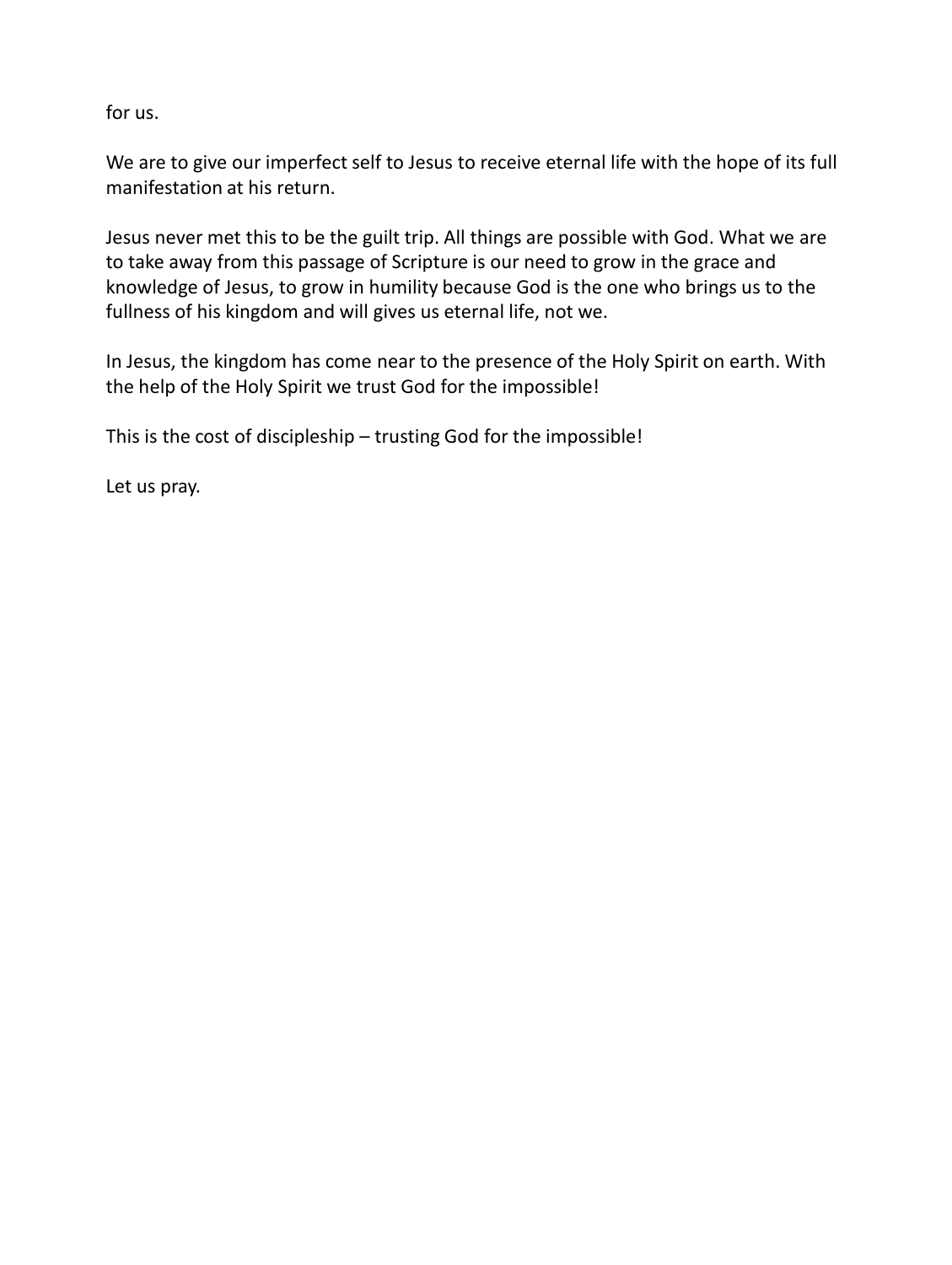for us.

We are to give our imperfect self to Jesus to receive eternal life with the hope of its full manifestation at his return.

Jesus never met this to be the guilt trip. All things are possible with God. What we are to take away from this passage of Scripture is our need to grow in the grace and knowledge of Jesus, to grow in humility because God is the one who brings us to the fullness of his kingdom and will gives us eternal life, not we.

In Jesus, the kingdom has come near to the presence of the Holy Spirit on earth. With the help of the Holy Spirit we trust God for the impossible!

This is the cost of discipleship – trusting God for the impossible!

Let us pray.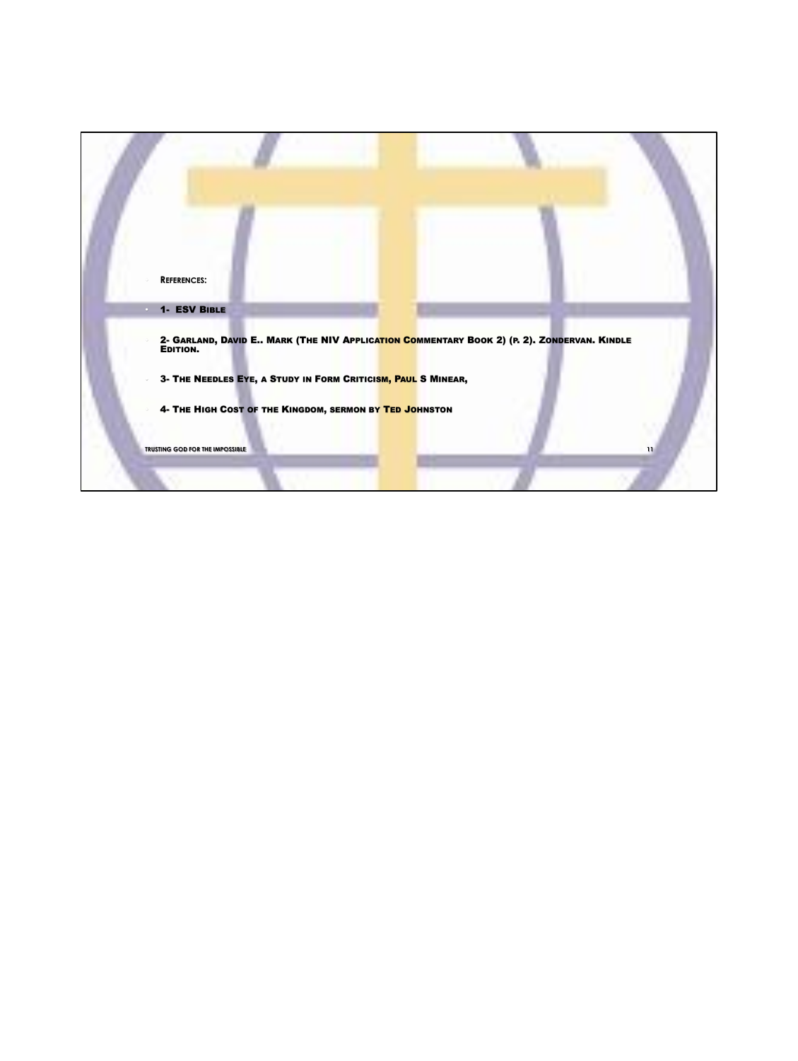**References:**

1. ESV Bible

2. Garland, David E.. Mark (The NIV Application Commentary Book 2) (p. 2). Zondervan. Kindle Edition.

3. The Needles Eye, a Study in Form Criticism, Paul S Minear,

4. The High Cost of the Kingdom, sermon by Ted Johnston